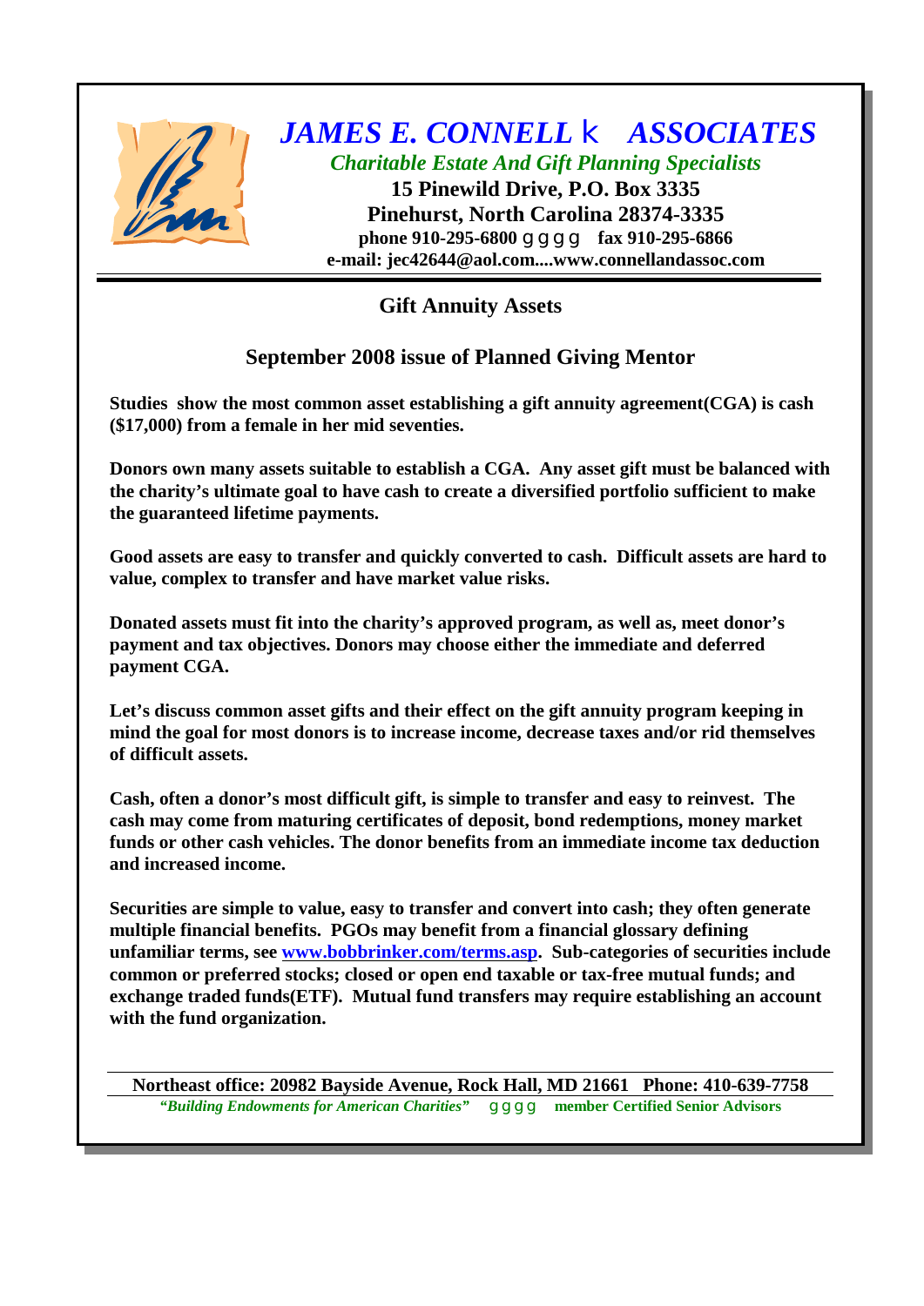# *JAMES E. CONNELL & ASSOCIATES*

*Charitable Estate And Gift Planning Specialists*

**15 Pinewild Drive, P.O. Box 3335**
**Pinehurst, North Carolina 28374-3335**
**phone 910-295-6800 gggg fax 910-295-6866**
**e-mail: jec42644@aol.com....www.connellandassoc.com**

## Gift Annuity Assets

### September 2008 issue of Planned Giving Mentor

**Studies show the most common asset establishing a gift annuity agreement(CGA) is cash ($17,000) from a female in her mid seventies.**

**Donors own many assets suitable to establish a CGA. Any asset gift must be balanced with the charity's ultimate goal to have cash to create a diversified portfolio sufficient to make the guaranteed lifetime payments.**

**Good assets are easy to transfer and quickly converted to cash. Difficult assets are hard to value, complex to transfer and have market value risks.**

**Donated assets must fit into the charity's approved program, as well as, meet donor's payment and tax objectives. Donors may choose either the immediate and deferred payment CGA.**

**Let's discuss common asset gifts and their effect on the gift annuity program keeping in mind the goal for most donors is to increase income, decrease taxes and/or rid themselves of difficult assets.**

**Cash, often a donor's most difficult gift, is simple to transfer and easy to reinvest. The cash may come from maturing certificates of deposit, bond redemptions, money market funds or other cash vehicles. The donor benefits from an immediate income tax deduction and increased income.**

**Securities are simple to value, easy to transfer and convert into cash; they often generate multiple financial benefits. PGOs may benefit from a financial glossary defining unfamiliar terms, see www.bobbrinker.com/terms.asp. Sub-categories of securities include common or preferred stocks; closed or open end taxable or tax-free mutual funds; and exchange traded funds(ETF). Mutual fund transfers may require establishing an account with the fund organization.**

**Northeast office: 20982 Bayside Avenue, Rock Hall, MD 21661 Phone: 410-639-7758**
***"Building Endowments for American Charities"*** **gggg member Certified Senior Advisors**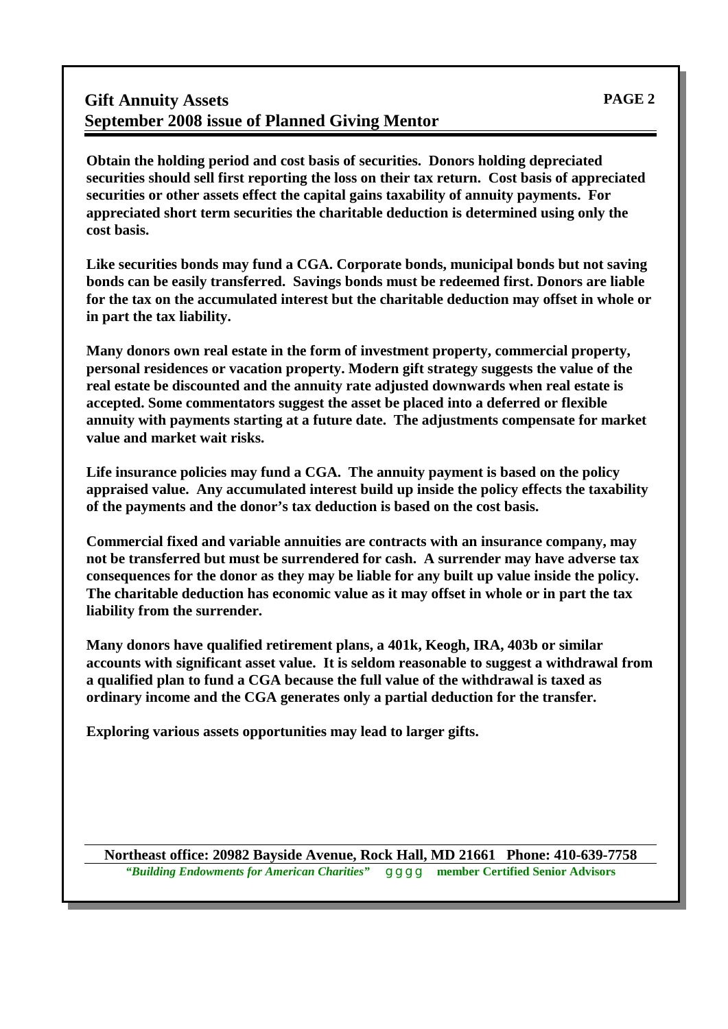Obtain the holding period and cost basis of securities. Donors holding depreciated securities should sell first reporting the loss on their tax return. Cost basis of appreciated securities or other assets effect the capital gains taxability of annuity payments. For appreciated short term securities the charitable deduction is determined using only the cost basis.

Like securities bonds may fund a CGA. Corporate bonds, municipal bonds but not saving bonds can be easily transferred. Savings bonds must be redeemed first. Donors are liable for the tax on the accumulated interest but the charitable deduction may offset in whole or in part the tax liability.

Many donors own real estate in the form of investment property, commercial property, personal residences or vacation property. Modern gift strategy suggests the value of the real estate be discounted and the annuity rate adjusted downwards when real estate is accepted. Some commentators suggest the asset be placed into a deferred or flexible annuity with payments starting at a future date. The adjustments compensate for market value and market wait risks.

Life insurance policies may fund a CGA. The annuity payment is based on the policy appraised value. Any accumulated interest build up inside the policy effects the taxability of the payments and the donor's tax deduction is based on the cost basis.

Commercial fixed and variable annuities are contracts with an insurance company, may not be transferred but must be surrendered for cash. A surrender may have adverse tax consequences for the donor as they may be liable for any built up value inside the policy. The charitable deduction has economic value as it may offset in whole or in part the tax liability from the surrender.

Many donors have qualified retirement plans, a 401k, Keogh, IRA, 403b or similar accounts with significant asset value. It is seldom reasonable to suggest a withdrawal from a qualified plan to fund a CGA because the full value of the withdrawal is taxed as ordinary income and the CGA generates only a partial deduction for the transfer.

Exploring various assets opportunities may lead to larger gifts.

**Northeast office: 20982 Bayside Avenue, Rock Hall, MD 21661 Phone: 410-639-7758**

***"Building Endowments for American Charities"*** gggg **member Certified Senior Advisors**